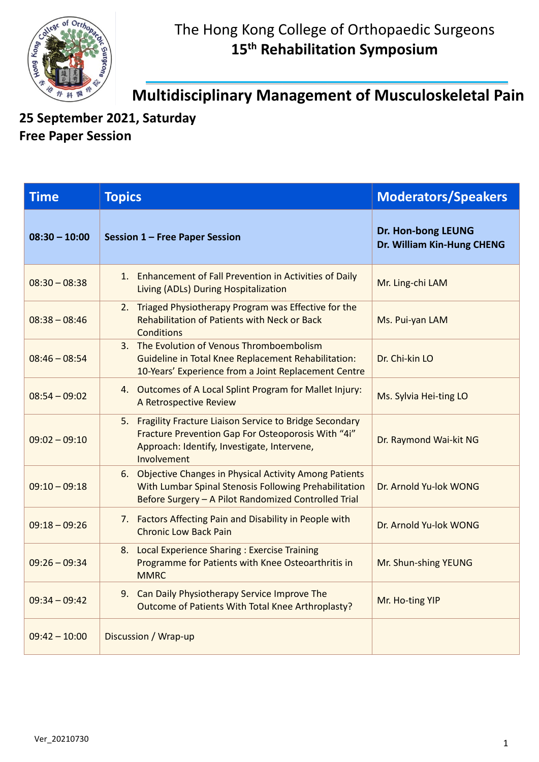# The Hong Kong College of Orthopaedic Surgeons

## 15th Rehabilitation Symposium

## Multidisciplinary Management of Musculoskeletal Pain

**25 September 2021, Saturday**
**Free Paper Session**

| Time | Topics | Moderators/Speakers |
|---|---|---|
| **08:30 – 10:00** | **Session 1 – Free Paper Session** | **Dr. Hon-bong LEUNG**<br>**Dr. William Kin-Hung CHENG** |
| 08:30 – 08:38 | 1. Enhancement of Fall Prevention in Activities of Daily Living (ADLs) During Hospitalization | Mr. Ling-chi LAM |
| 08:38 – 08:46 | 2. Triaged Physiotherapy Program was Effective for the Rehabilitation of Patients with Neck or Back Conditions | Ms. Pui-yan LAM |
| 08:46 – 08:54 | 3. The Evolution of Venous Thromboembolism Guideline in Total Knee Replacement Rehabilitation: 10-Years' Experience from a Joint Replacement Centre | Dr. Chi-kin LO |
| 08:54 – 09:02 | 4. Outcomes of A Local Splint Program for Mallet Injury: A Retrospective Review | Ms. Sylvia Hei-ting LO |
| 09:02 – 09:10 | 5. Fragility Fracture Liaison Service to Bridge Secondary Fracture Prevention Gap For Osteoporosis With "4i" Approach: Identify, Investigate, Intervene, Involvement | Dr. Raymond Wai-kit NG |
| 09:10 – 09:18 | 6. Objective Changes in Physical Activity Among Patients With Lumbar Spinal Stenosis Following Prehabilitation Before Surgery – A Pilot Randomized Controlled Trial | Dr. Arnold Yu-lok WONG |
| 09:18 – 09:26 | 7. Factors Affecting Pain and Disability in People with Chronic Low Back Pain | Dr. Arnold Yu-lok WONG |
| 09:26 – 09:34 | 8. Local Experience Sharing : Exercise Training Programme for Patients with Knee Osteoarthritis in MMRC | Mr. Shun-shing YEUNG |
| 09:34 – 09:42 | 9. Can Daily Physiotherapy Service Improve The Outcome of Patients With Total Knee Arthroplasty? | Mr. Ho-ting YIP |
| 09:42 – 10:00 | Discussion / Wrap-up | |

Ver_20210730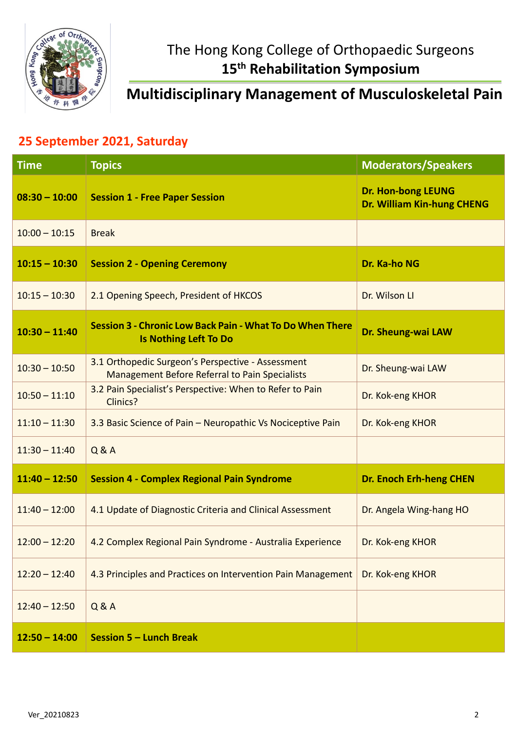The Hong Kong College of Orthopaedic Surgeons

**15th Rehabilitation Symposium**

# Multidisciplinary Management of Musculoskeletal Pain

## 25 September 2021, Saturday

| Time | Topics | Moderators/Speakers |
|---|---|---|
| **08:30 – 10:00** | **Session 1 - Free Paper Session** | **Dr. Hon-bong LEUNG**<br>**Dr. William Kin-hung CHENG** |
| 10:00 – 10:15 | Break | |
| **10:15 – 10:30** | **Session 2 - Opening Ceremony** | **Dr. Ka-ho NG** |
| 10:15 – 10:30 | 2.1 Opening Speech, President of HKCOS | Dr. Wilson LI |
| **10:30 – 11:40** | **Session 3 - Chronic Low Back Pain - What To Do When There Is Nothing Left To Do** | **Dr. Sheung-wai LAW** |
| 10:30 – 10:50 | 3.1 Orthopedic Surgeon's Perspective - Assessment Management Before Referral to Pain Specialists | Dr. Sheung-wai LAW |
| 10:50 – 11:10 | 3.2 Pain Specialist's Perspective: When to Refer to Pain Clinics? | Dr. Kok-eng KHOR |
| 11:10 – 11:30 | 3.3 Basic Science of Pain – Neuropathic Vs Nociceptive Pain | Dr. Kok-eng KHOR |
| 11:30 – 11:40 | Q & A | |
| **11:40 – 12:50** | **Session 4 - Complex Regional Pain Syndrome** | **Dr. Enoch Erh-heng CHEN** |
| 11:40 – 12:00 | 4.1 Update of Diagnostic Criteria and Clinical Assessment | Dr. Angela Wing-hang HO |
| 12:00 – 12:20 | 4.2 Complex Regional Pain Syndrome - Australia Experience | Dr. Kok-eng KHOR |
| 12:20 – 12:40 | 4.3 Principles and Practices on Intervention Pain Management | Dr. Kok-eng KHOR |
| 12:40 – 12:50 | Q & A | |
| **12:50 – 14:00** | **Session 5 – Lunch Break** | |

Ver_20210823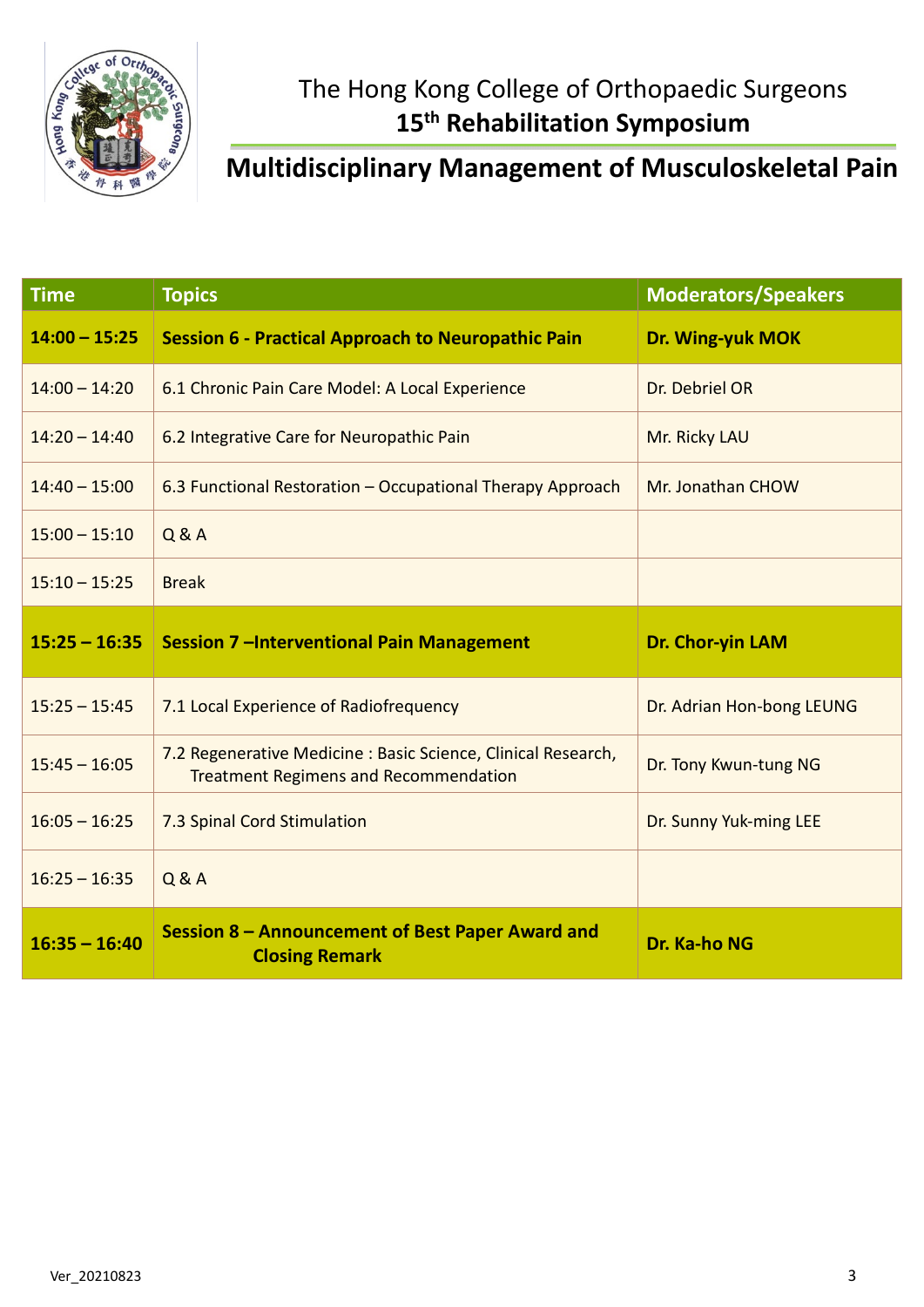The Hong Kong College of Orthopaedic Surgeons

**15th Rehabilitation Symposium**

# Multidisciplinary Management of Musculoskeletal Pain

| Time | Topics | Moderators/Speakers |
|---|---|---|
| **14:00 – 15:25** | **Session 6 - Practical Approach to Neuropathic Pain** | **Dr. Wing-yuk MOK** |
| 14:00 – 14:20 | 6.1 Chronic Pain Care Model: A Local Experience | Dr. Debriel OR |
| 14:20 – 14:40 | 6.2 Integrative Care for Neuropathic Pain | Mr. Ricky LAU |
| 14:40 – 15:00 | 6.3 Functional Restoration – Occupational Therapy Approach | Mr. Jonathan CHOW |
| 15:00 – 15:10 | Q & A | |
| 15:10 – 15:25 | Break | |
| **15:25 – 16:35** | **Session 7 –Interventional Pain Management** | **Dr. Chor-yin LAM** |
| 15:25 – 15:45 | 7.1 Local Experience of Radiofrequency | Dr. Adrian Hon-bong LEUNG |
| 15:45 – 16:05 | 7.2 Regenerative Medicine : Basic Science, Clinical Research, Treatment Regimens and Recommendation | Dr. Tony Kwun-tung NG |
| 16:05 – 16:25 | 7.3 Spinal Cord Stimulation | Dr. Sunny Yuk-ming LEE |
| 16:25 – 16:35 | Q & A | |
| **16:35 – 16:40** | **Session 8 – Announcement of Best Paper Award and Closing Remark** | **Dr. Ka-ho NG** |

Ver_20210823